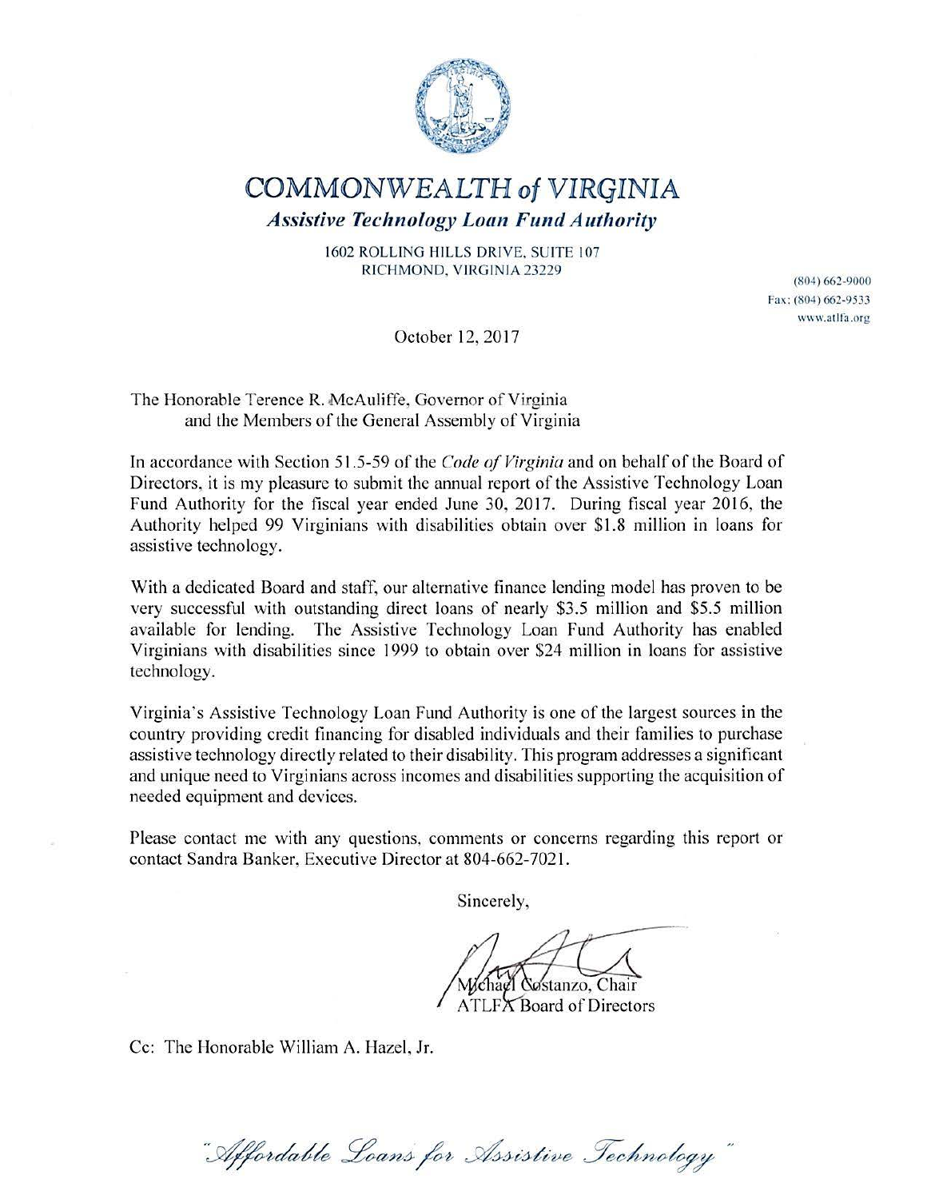# COMMONWEALTH *of* VIRGINIA

***Assistive Technology Loan Fund Authority***

1602 ROLLING HILLS DRIVE, SUITE 107
RICHMOND, VIRGINIA 23229

(804) 662-9000
Fax: (804) 662-9533
www.atlfa.org

October 12, 2017

The Honorable Terence R. McAuliffe, Governor of Virginia
and the Members of the General Assembly of Virginia

In accordance with Section 51.5-59 of the *Code of Virginia* and on behalf of the Board of Directors, it is my pleasure to submit the annual report of the Assistive Technology Loan Fund Authority for the fiscal year ended June 30, 2017. During fiscal year 2016, the Authority helped 99 Virginians with disabilities obtain over $1.8 million in loans for assistive technology.

With a dedicated Board and staff, our alternative finance lending model has proven to be very successful with outstanding direct loans of nearly $3.5 million and $5.5 million available for lending. The Assistive Technology Loan Fund Authority has enabled Virginians with disabilities since 1999 to obtain over $24 million in loans for assistive technology.

Virginia's Assistive Technology Loan Fund Authority is one of the largest sources in the country providing credit financing for disabled individuals and their families to purchase assistive technology directly related to their disability. This program addresses a significant and unique need to Virginians across incomes and disabilities supporting the acquisition of needed equipment and devices.

Please contact me with any questions, comments or concerns regarding this report or contact Sandra Banker, Executive Director at 804-662-7021.

Sincerely,

Michael Costanzo, Chair
ATLFA Board of Directors

Cc: The Honorable William A. Hazel, Jr.

*"Affordable Loans for Assistive Technology"*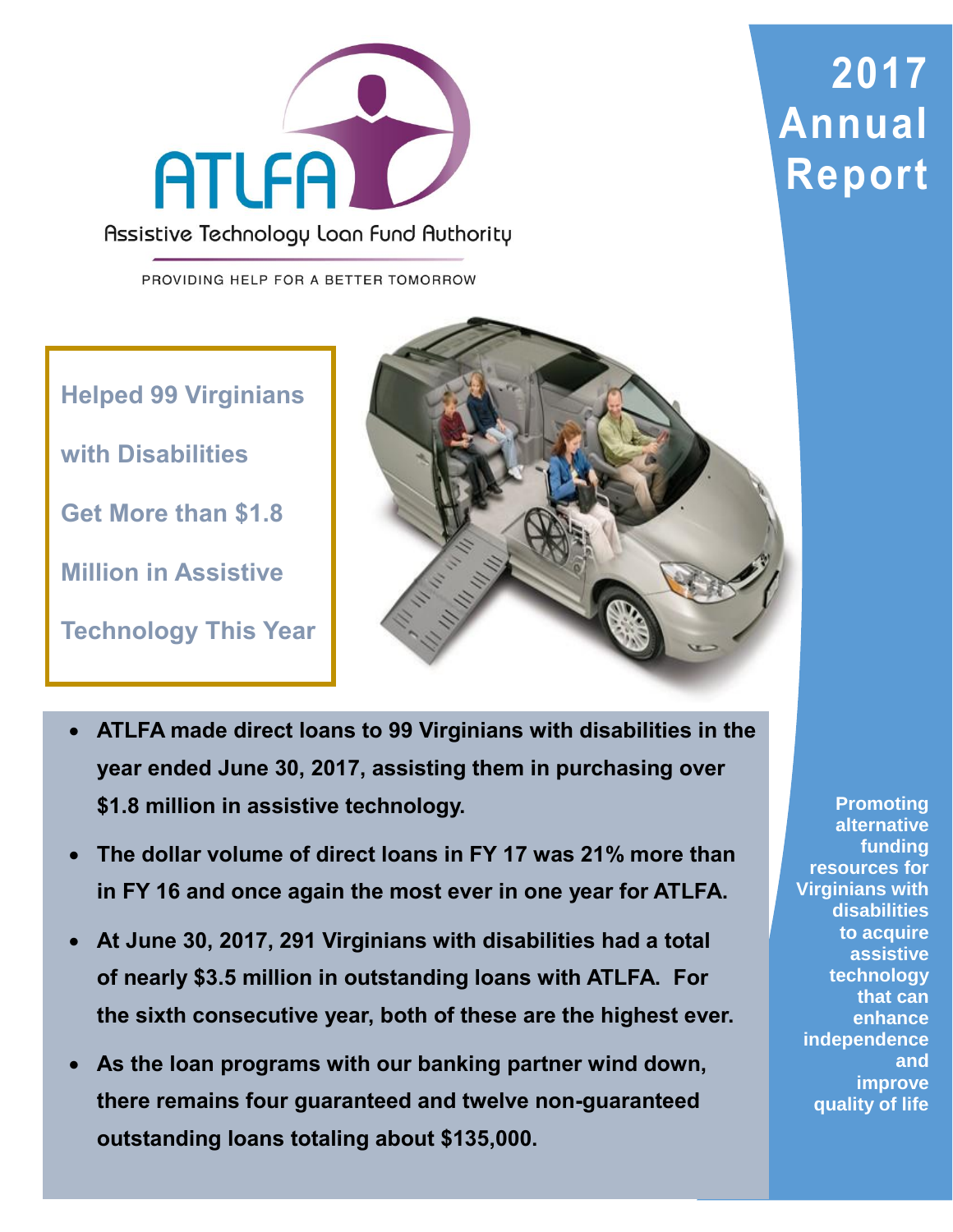# ATLFA

Assistive Technology Loan Fund Authority

PROVIDING HELP FOR A BETTER TOMORROW

# 2017 Annual Report

**Helped 99 Virginians with Disabilities Get More than $1.8 Million in Assistive Technology This Year**

- **ATLFA made direct loans to 99 Virginians with disabilities in the year ended June 30, 2017, assisting them in purchasing over $1.8 million in assistive technology.**
- **The dollar volume of direct loans in FY 17 was 21% more than in FY 16 and once again the most ever in one year for ATLFA.**
- **At June 30, 2017, 291 Virginians with disabilities had a total of nearly $3.5 million in outstanding loans with ATLFA. For the sixth consecutive year, both of these are the highest ever.**
- **As the loan programs with our banking partner wind down, there remains four guaranteed and twelve non-guaranteed outstanding loans totaling about $135,000.**

**Promoting alternative funding resources for Virginians with disabilities to acquire assistive technology that can enhance independence and improve quality of life**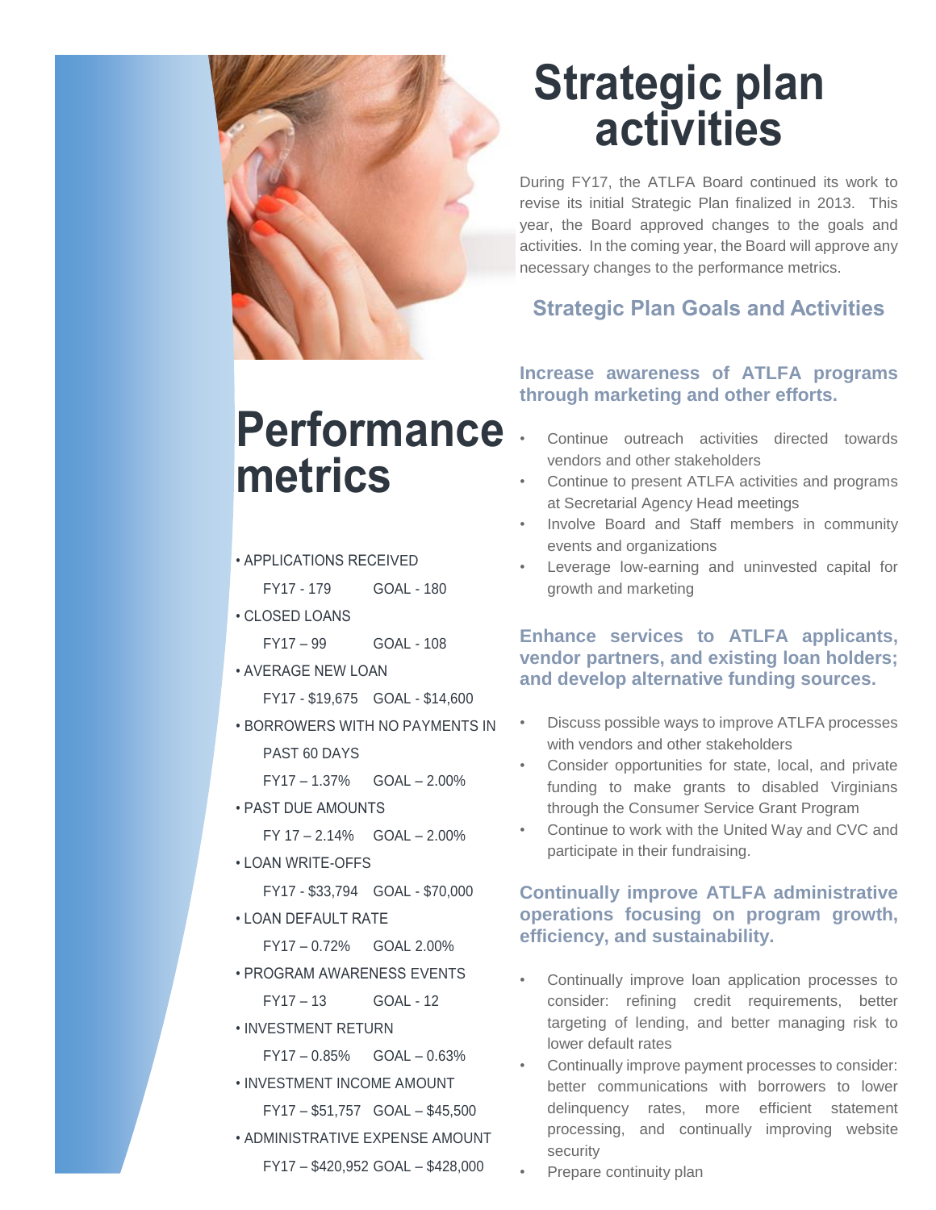# Strategic plan activities

During FY17, the ATLFA Board continued its work to revise its initial Strategic Plan finalized in 2013. This year, the Board approved changes to the goals and activities. In the coming year, the Board will approve any necessary changes to the performance metrics.

## Strategic Plan Goals and Activities

### Increase awareness of ATLFA programs through marketing and other efforts.

- Continue outreach activities directed towards vendors and other stakeholders
- Continue to present ATLFA activities and programs at Secretarial Agency Head meetings
- Involve Board and Staff members in community events and organizations
- Leverage low-earning and uninvested capital for growth and marketing

### Enhance services to ATLFA applicants, vendor partners, and existing loan holders; and develop alternative funding sources.

- Discuss possible ways to improve ATLFA processes with vendors and other stakeholders
- Consider opportunities for state, local, and private funding to make grants to disabled Virginians through the Consumer Service Grant Program
- Continue to work with the United Way and CVC and participate in their fundraising.

### Continually improve ATLFA administrative operations focusing on program growth, efficiency, and sustainability.

- Continually improve loan application processes to consider: refining credit requirements, better targeting of lending, and better managing risk to lower default rates
- Continually improve payment processes to consider: better communications with borrowers to lower delinquency rates, more efficient statement processing, and continually improving website security
- Prepare continuity plan

# Performance metrics

- APPLICATIONS RECEIVED
  - FY17 - 179 GOAL - 180
- CLOSED LOANS
  - FY17 – 99 GOAL - 108
- AVERAGE NEW LOAN
  - FY17 - $19,675 GOAL - $14,600
- BORROWERS WITH NO PAYMENTS IN PAST 60 DAYS
  - FY17 – 1.37% GOAL – 2.00%
- PAST DUE AMOUNTS
  - FY 17 – 2.14% GOAL – 2.00%
- LOAN WRITE-OFFS
  - FY17 - $33,794 GOAL - $70,000
- LOAN DEFAULT RATE
  - FY17 – 0.72% GOAL 2.00%
- PROGRAM AWARENESS EVENTS
  - FY17 – 13 GOAL - 12
- INVESTMENT RETURN
  - FY17 – 0.85% GOAL – 0.63%
- INVESTMENT INCOME AMOUNT
  - FY17 – $51,757 GOAL – $45,500
- ADMINISTRATIVE EXPENSE AMOUNT
  - FY17 – $420,952 GOAL – $428,000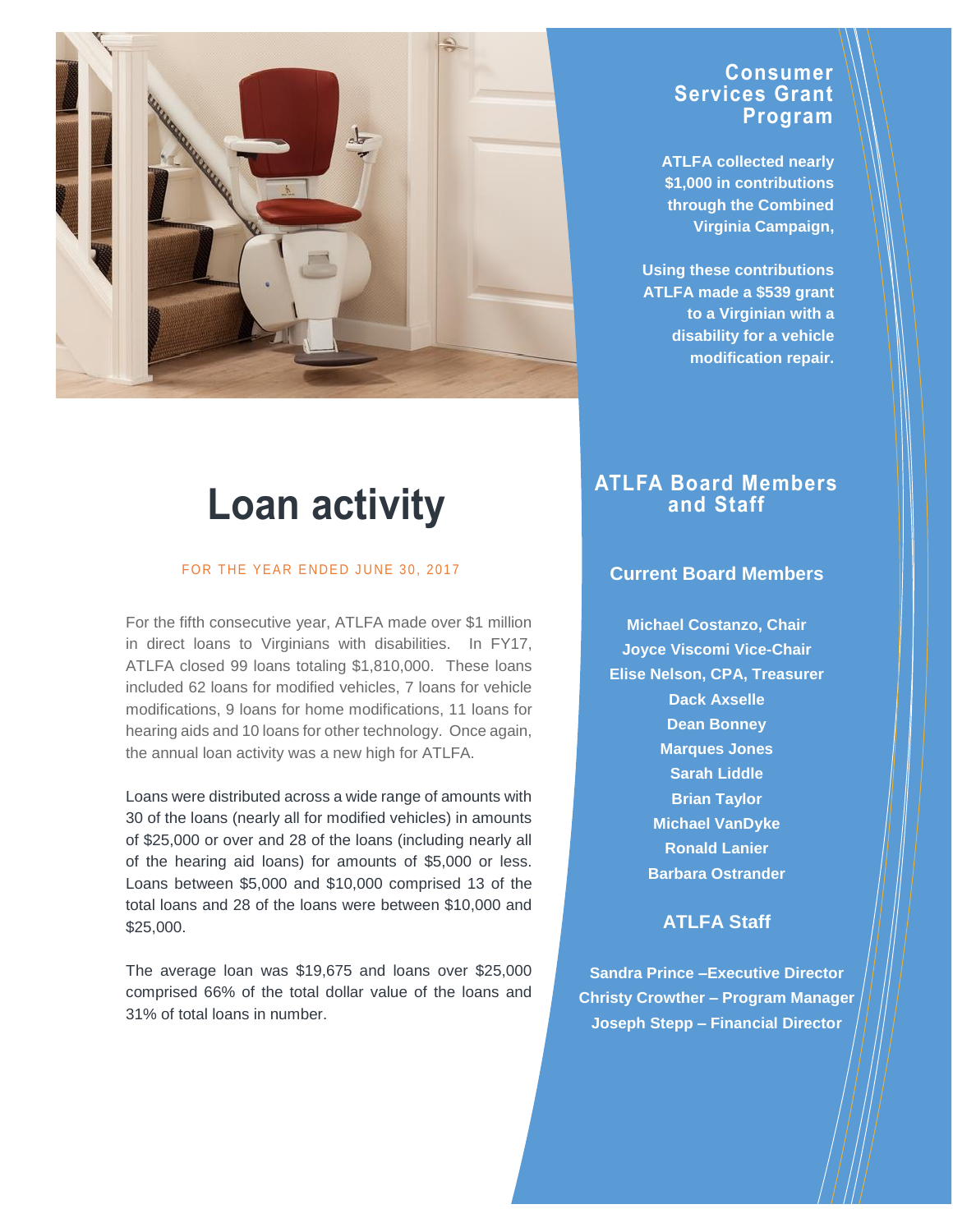## Consumer Services Grant Program

**ATLFA collected nearly $1,000 in contributions through the Combined Virginia Campaign,**

**Using these contributions ATLFA made a $539 grant to a Virginian with a disability for a vehicle modification repair.**

# Loan activity

FOR THE YEAR ENDED JUNE 30, 2017

For the fifth consecutive year, ATLFA made over $1 million in direct loans to Virginians with disabilities. In FY17, ATLFA closed 99 loans totaling $1,810,000. These loans included 62 loans for modified vehicles, 7 loans for vehicle modifications, 9 loans for home modifications, 11 loans for hearing aids and 10 loans for other technology. Once again, the annual loan activity was a new high for ATLFA.

Loans were distributed across a wide range of amounts with 30 of the loans (nearly all for modified vehicles) in amounts of $25,000 or over and 28 of the loans (including nearly all of the hearing aid loans) for amounts of $5,000 or less. Loans between $5,000 and $10,000 comprised 13 of the total loans and 28 of the loans were between $10,000 and $25,000.

The average loan was $19,675 and loans over $25,000 comprised 66% of the total dollar value of the loans and 31% of total loans in number.

## ATLFA Board Members and Staff

### Current Board Members

**Michael Costanzo, Chair**
**Joyce Viscomi Vice-Chair**
**Elise Nelson, CPA, Treasurer**
**Dack Axselle**
**Dean Bonney**
**Marques Jones**
**Sarah Liddle**
**Brian Taylor**
**Michael VanDyke**
**Ronald Lanier**
**Barbara Ostrander**

### ATLFA Staff

**Sandra Prince –Executive Director**
**Christy Crowther – Program Manager**
**Joseph Stepp – Financial Director**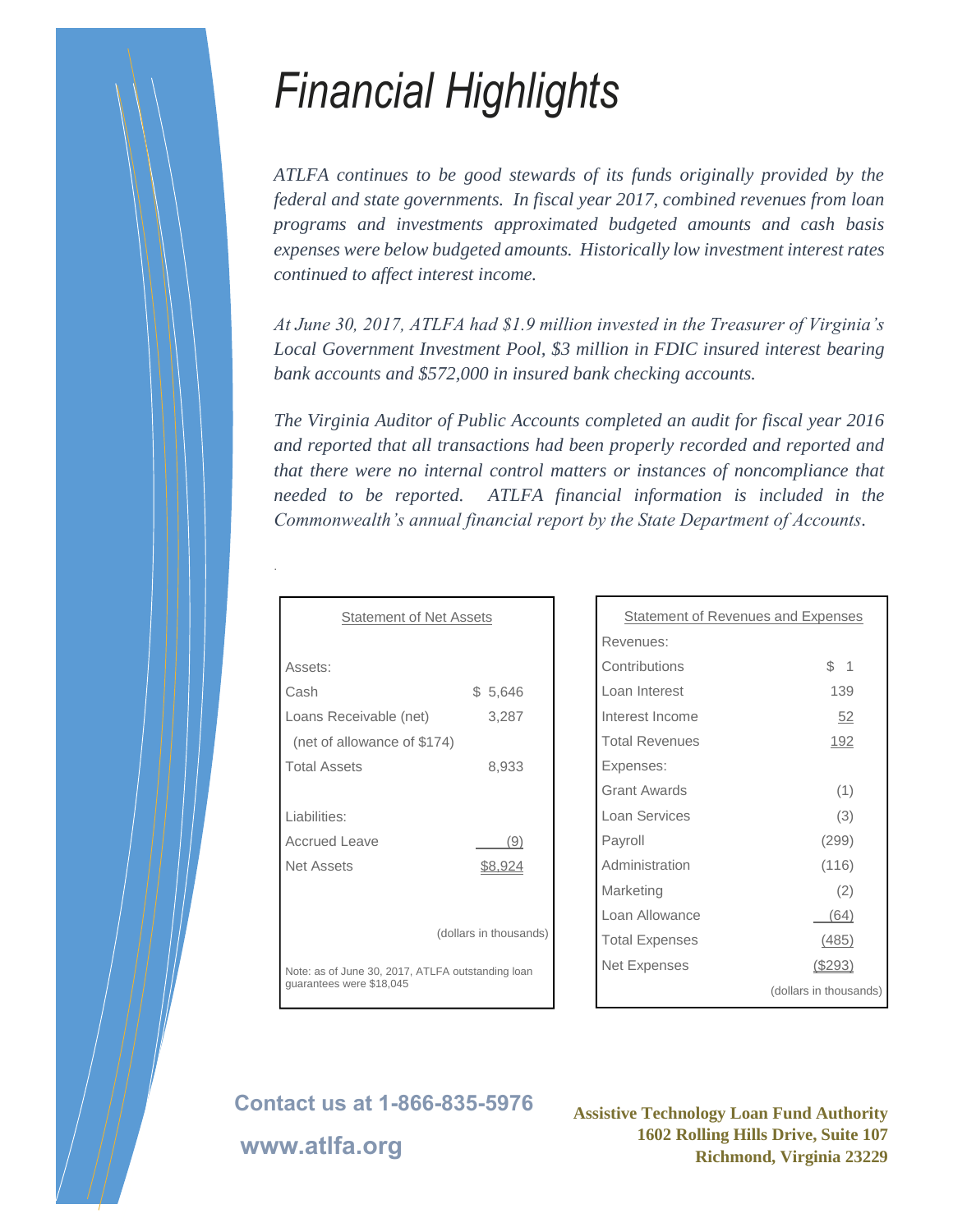# *Financial Highlights*

*ATLFA continues to be good stewards of its funds originally provided by the federal and state governments. In fiscal year 2017, combined revenues from loan programs and investments approximated budgeted amounts and cash basis expenses were below budgeted amounts. Historically low investment interest rates continued to affect interest income.*

*At June 30, 2017, ATLFA had $1.9 million invested in the Treasurer of Virginia's Local Government Investment Pool, $3 million in FDIC insured interest bearing bank accounts and $572,000 in insured bank checking accounts.*

*The Virginia Auditor of Public Accounts completed an audit for fiscal year 2016 and reported that all transactions had been properly recorded and reported and that there were no internal control matters or instances of noncompliance that needed to be reported. ATLFA financial information is included in the Commonwealth's annual financial report by the State Department of Accounts.*

**Statement of Net Assets**

| | |
|---|---|
| Assets: | |
| Cash | $ 5,646 |
| Loans Receivable (net) | 3,287 |
| (net of allowance of $174) | |
| Total Assets | 8,933 |
| Liabilities: | |
| Accrued Leave | (9) |
| Net Assets | $8,924 |

(dollars in thousands)

Note: as of June 30, 2017, ATLFA outstanding loan guarantees were $18,045

**Statement of Revenues and Expenses**

| | |
|---|---|
| Revenues: | |
| Contributions | $ 1 |
| Loan Interest | 139 |
| Interest Income | 52 |
| Total Revenues | 192 |
| Expenses: | |
| Grant Awards | (1) |
| Loan Services | (3) |
| Payroll | (299) |
| Administration | (116) |
| Marketing | (2) |
| Loan Allowance | (64) |
| Total Expenses | (485) |
| Net Expenses | ($293) |

(dollars in thousands)

**Contact us at 1-866-835-5976**

**www.atlfa.org**

**Assistive Technology Loan Fund Authority**
**1602 Rolling Hills Drive, Suite 107**
**Richmond, Virginia 23229**